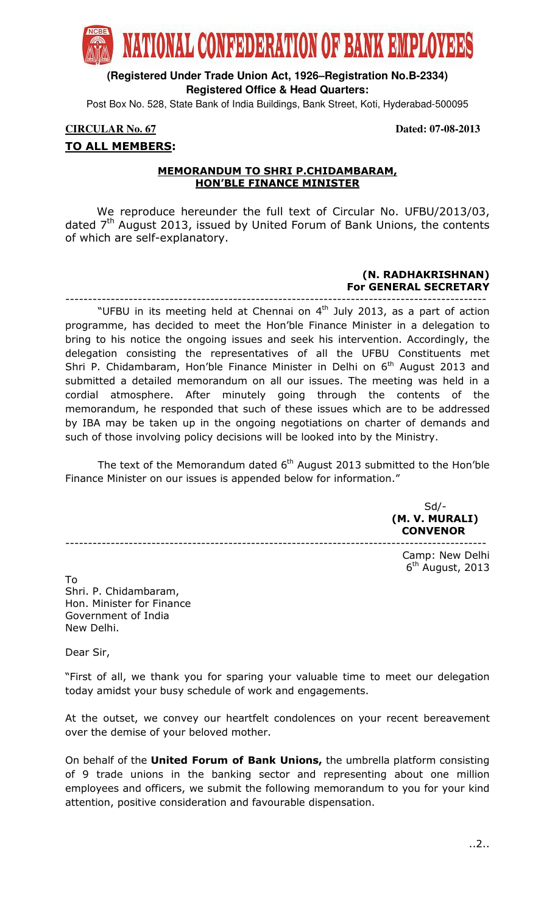# NATIONAL CONFEDERATION OF BANK EMPLOYEES

**(Registered Under Trade Union Act, 1926–Registration No.B-2334)**
**Registered Office & Head Quarters:**
Post Box No. 528, State Bank of India Buildings, Bank Street, Koti, Hyderabad-500095

**CIRCULAR No. 67** **Dated: 07-08-2013**

**TO ALL MEMBERS:**

**MEMORANDUM TO SHRI P.CHIDAMBARAM, HON'BLE FINANCE MINISTER**

We reproduce hereunder the full text of Circular No. UFBU/2013/03, dated 7th August 2013, issued by United Forum of Bank Unions, the contents of which are self-explanatory.

**(N. RADHAKRISHNAN)**
**For GENERAL SECRETARY**

---

"UFBU in its meeting held at Chennai on 4th July 2013, as a part of action programme, has decided to meet the Hon'ble Finance Minister in a delegation to bring to his notice the ongoing issues and seek his intervention. Accordingly, the delegation consisting the representatives of all the UFBU Constituents met Shri P. Chidambaram, Hon'ble Finance Minister in Delhi on 6th August 2013 and submitted a detailed memorandum on all our issues. The meeting was held in a cordial atmosphere. After minutely going through the contents of the memorandum, he responded that such of these issues which are to be addressed by IBA may be taken up in the ongoing negotiations on charter of demands and such of those involving policy decisions will be looked into by the Ministry.

The text of the Memorandum dated 6th August 2013 submitted to the Hon'ble Finance Minister on our issues is appended below for information."

Sd/-
**(M. V. MURALI)**
**CONVENOR**

---

Camp: New Delhi
6th August, 2013

To
Shri. P. Chidambaram,
Hon. Minister for Finance
Government of India
New Delhi.

Dear Sir,

"First of all, we thank you for sparing your valuable time to meet our delegation today amidst your busy schedule of work and engagements.

At the outset, we convey our heartfelt condolences on your recent bereavement over the demise of your beloved mother.

On behalf of the **United Forum of Bank Unions,** the umbrella platform consisting of 9 trade unions in the banking sector and representing about one million employees and officers, we submit the following memorandum to you for your kind attention, positive consideration and favourable dispensation.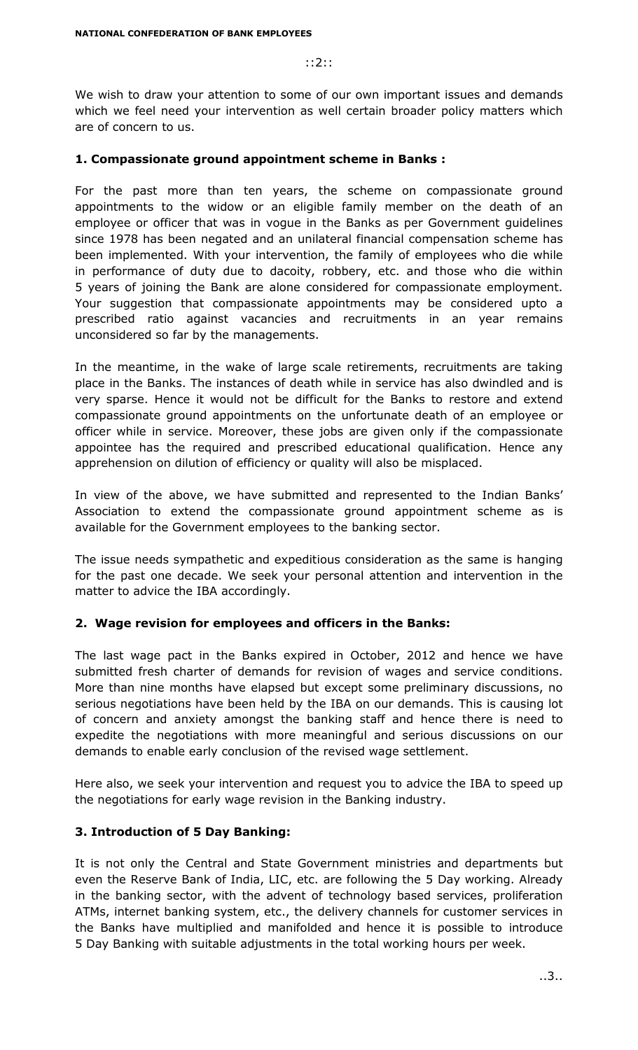We wish to draw your attention to some of our own important issues and demands which we feel need your intervention as well certain broader policy matters which are of concern to us.

**1. Compassionate ground appointment scheme in Banks :**

For the past more than ten years, the scheme on compassionate ground appointments to the widow or an eligible family member on the death of an employee or officer that was in vogue in the Banks as per Government guidelines since 1978 has been negated and an unilateral financial compensation scheme has been implemented. With your intervention, the family of employees who die while in performance of duty due to dacoity, robbery, etc. and those who die within 5 years of joining the Bank are alone considered for compassionate employment. Your suggestion that compassionate appointments may be considered upto a prescribed ratio against vacancies and recruitments in an year remains unconsidered so far by the managements.

In the meantime, in the wake of large scale retirements, recruitments are taking place in the Banks. The instances of death while in service has also dwindled and is very sparse. Hence it would not be difficult for the Banks to restore and extend compassionate ground appointments on the unfortunate death of an employee or officer while in service. Moreover, these jobs are given only if the compassionate appointee has the required and prescribed educational qualification. Hence any apprehension on dilution of efficiency or quality will also be misplaced.

In view of the above, we have submitted and represented to the Indian Banks' Association to extend the compassionate ground appointment scheme as is available for the Government employees to the banking sector.

The issue needs sympathetic and expeditious consideration as the same is hanging for the past one decade. We seek your personal attention and intervention in the matter to advice the IBA accordingly.

**2. Wage revision for employees and officers in the Banks:**

The last wage pact in the Banks expired in October, 2012 and hence we have submitted fresh charter of demands for revision of wages and service conditions. More than nine months have elapsed but except some preliminary discussions, no serious negotiations have been held by the IBA on our demands. This is causing lot of concern and anxiety amongst the banking staff and hence there is need to expedite the negotiations with more meaningful and serious discussions on our demands to enable early conclusion of the revised wage settlement.

Here also, we seek your intervention and request you to advice the IBA to speed up the negotiations for early wage revision in the Banking industry.

**3. Introduction of 5 Day Banking:**

It is not only the Central and State Government ministries and departments but even the Reserve Bank of India, LIC, etc. are following the 5 Day working. Already in the banking sector, with the advent of technology based services, proliferation ATMs, internet banking system, etc., the delivery channels for customer services in the Banks have multiplied and manifolded and hence it is possible to introduce 5 Day Banking with suitable adjustments in the total working hours per week.

..3..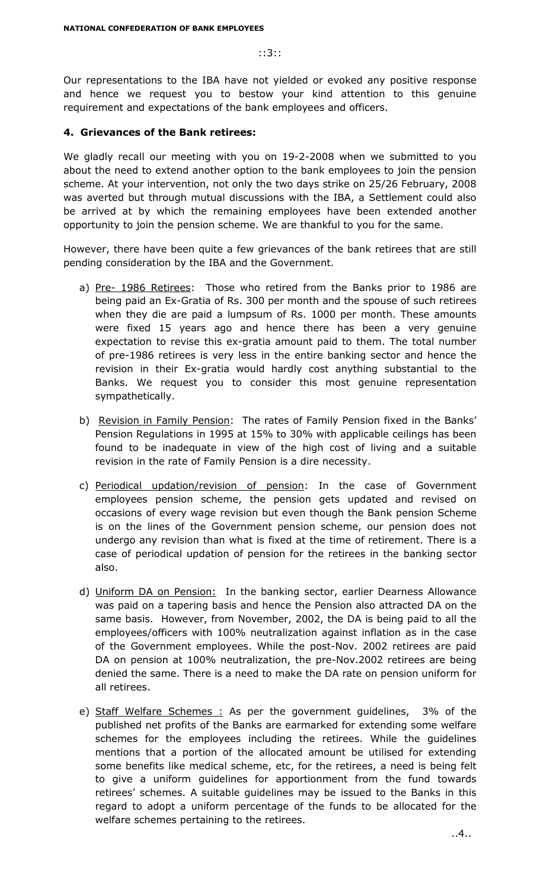Our representations to the IBA have not yielded or evoked any positive response and hence we request you to bestow your kind attention to this genuine requirement and expectations of the bank employees and officers.

**4. Grievances of the Bank retirees:**

We gladly recall our meeting with you on 19-2-2008 when we submitted to you about the need to extend another option to the bank employees to join the pension scheme. At your intervention, not only the two days strike on 25/26 February, 2008 was averted but through mutual discussions with the IBA, a Settlement could also be arrived at by which the remaining employees have been extended another opportunity to join the pension scheme. We are thankful to you for the same.

However, there have been quite a few grievances of the bank retirees that are still pending consideration by the IBA and the Government.

a) Pre- 1986 Retirees: Those who retired from the Banks prior to 1986 are being paid an Ex-Gratia of Rs. 300 per month and the spouse of such retirees when they die are paid a lumpsum of Rs. 1000 per month. These amounts were fixed 15 years ago and hence there has been a very genuine expectation to revise this ex-gratia amount paid to them. The total number of pre-1986 retirees is very less in the entire banking sector and hence the revision in their Ex-gratia would hardly cost anything substantial to the Banks. We request you to consider this most genuine representation sympathetically.

b) Revision in Family Pension: The rates of Family Pension fixed in the Banks' Pension Regulations in 1995 at 15% to 30% with applicable ceilings has been found to be inadequate in view of the high cost of living and a suitable revision in the rate of Family Pension is a dire necessity.

c) Periodical updation/revision of pension: In the case of Government employees pension scheme, the pension gets updated and revised on occasions of every wage revision but even though the Bank pension Scheme is on the lines of the Government pension scheme, our pension does not undergo any revision than what is fixed at the time of retirement. There is a case of periodical updation of pension for the retirees in the banking sector also.

d) Uniform DA on Pension: In the banking sector, earlier Dearness Allowance was paid on a tapering basis and hence the Pension also attracted DA on the same basis. However, from November, 2002, the DA is being paid to all the employees/officers with 100% neutralization against inflation as in the case of the Government employees. While the post-Nov. 2002 retirees are paid DA on pension at 100% neutralization, the pre-Nov.2002 retirees are being denied the same. There is a need to make the DA rate on pension uniform for all retirees.

e) Staff Welfare Schemes : As per the government guidelines, 3% of the published net profits of the Banks are earmarked for extending some welfare schemes for the employees including the retirees. While the guidelines mentions that a portion of the allocated amount be utilised for extending some benefits like medical scheme, etc, for the retirees, a need is being felt to give a uniform guidelines for apportionment from the fund towards retirees' schemes. A suitable guidelines may be issued to the Banks in this regard to adopt a uniform percentage of the funds to be allocated for the welfare schemes pertaining to the retirees.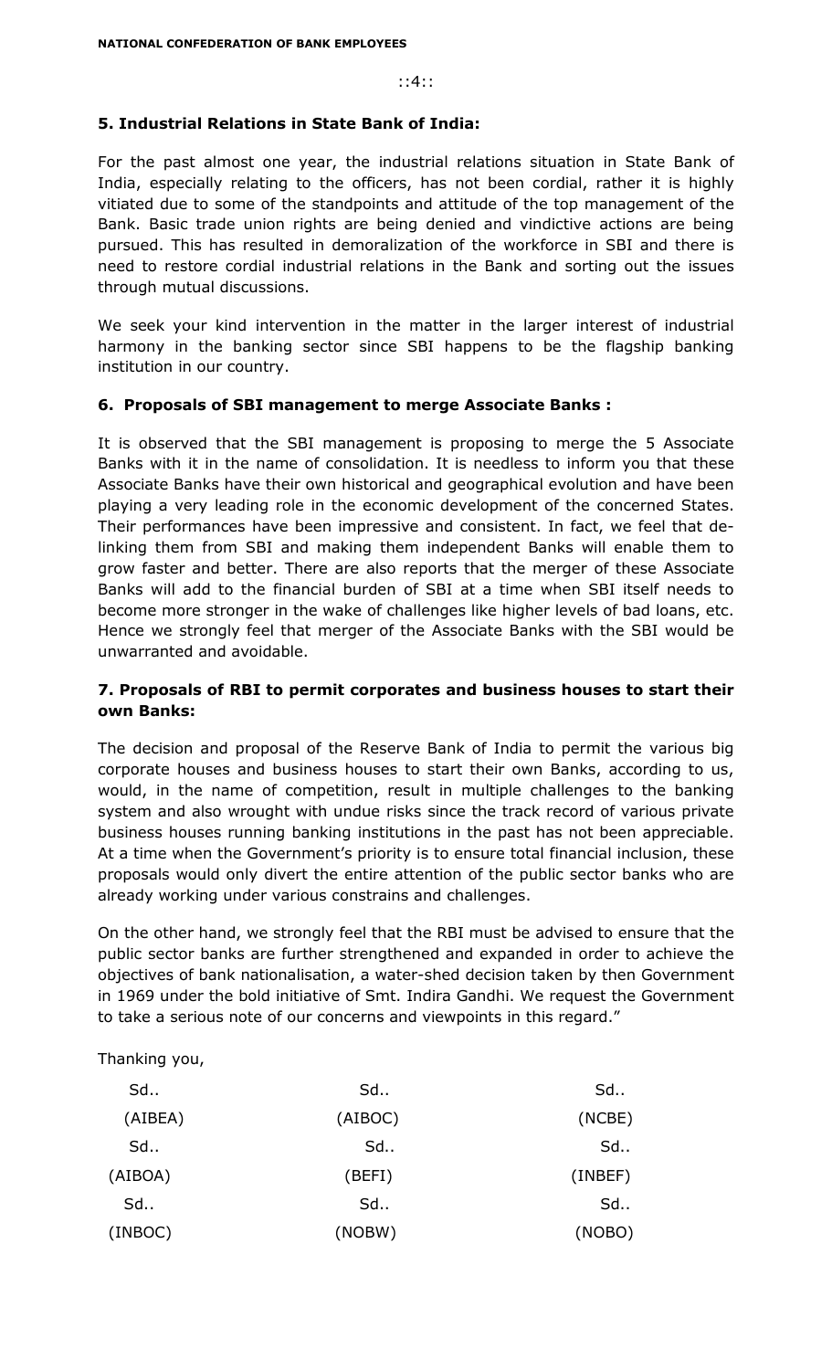### 5. Industrial Relations in State Bank of India:

For the past almost one year, the industrial relations situation in State Bank of India, especially relating to the officers, has not been cordial, rather it is highly vitiated due to some of the standpoints and attitude of the top management of the Bank. Basic trade union rights are being denied and vindictive actions are being pursued. This has resulted in demoralization of the workforce in SBI and there is need to restore cordial industrial relations in the Bank and sorting out the issues through mutual discussions.

We seek your kind intervention in the matter in the larger interest of industrial harmony in the banking sector since SBI happens to be the flagship banking institution in our country.

### 6. Proposals of SBI management to merge Associate Banks :

It is observed that the SBI management is proposing to merge the 5 Associate Banks with it in the name of consolidation. It is needless to inform you that these Associate Banks have their own historical and geographical evolution and have been playing a very leading role in the economic development of the concerned States. Their performances have been impressive and consistent. In fact, we feel that de-linking them from SBI and making them independent Banks will enable them to grow faster and better. There are also reports that the merger of these Associate Banks will add to the financial burden of SBI at a time when SBI itself needs to become more stronger in the wake of challenges like higher levels of bad loans, etc. Hence we strongly feel that merger of the Associate Banks with the SBI would be unwarranted and avoidable.

### 7. Proposals of RBI to permit corporates and business houses to start their own Banks:

The decision and proposal of the Reserve Bank of India to permit the various big corporate houses and business houses to start their own Banks, according to us, would, in the name of competition, result in multiple challenges to the banking system and also wrought with undue risks since the track record of various private business houses running banking institutions in the past has not been appreciable. At a time when the Government's priority is to ensure total financial inclusion, these proposals would only divert the entire attention of the public sector banks who are already working under various constrains and challenges.

On the other hand, we strongly feel that the RBI must be advised to ensure that the public sector banks are further strengthened and expanded in order to achieve the objectives of bank nationalisation, a water-shed decision taken by then Government in 1969 under the bold initiative of Smt. Indira Gandhi. We request the Government to take a serious note of our concerns and viewpoints in this regard."

Thanking you,

| | | |
|---|---|---|
| Sd.. | Sd.. | Sd.. |
| (AIBEA) | (AIBOC) | (NCBE) |
| Sd.. | Sd.. | Sd.. |
| (AIBOA) | (BEFI) | (INBEF) |
| Sd.. | Sd.. | Sd.. |
| (INBOC) | (NOBW) | (NOBO) |